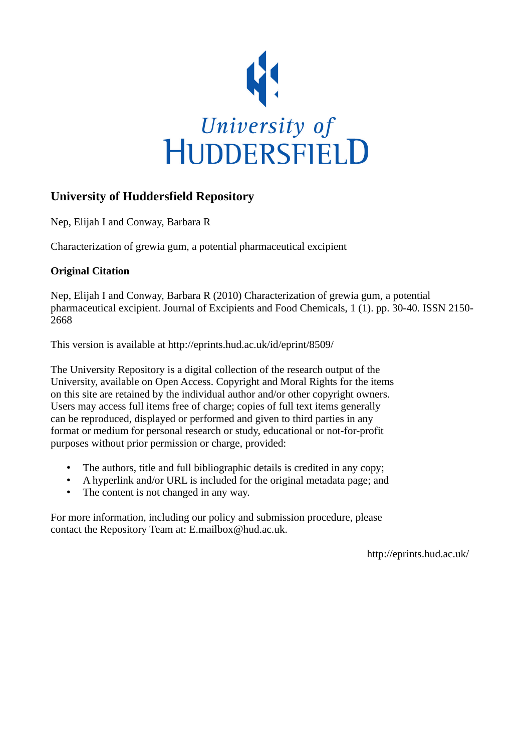University of
HUDDERSFIELD

## University of Huddersfield Repository

Nep, Elijah I and Conway, Barbara R

Characterization of grewia gum, a potential pharmaceutical excipient

### Original Citation

Nep, Elijah I and Conway, Barbara R (2010) Characterization of grewia gum, a potential pharmaceutical excipient. Journal of Excipients and Food Chemicals, 1 (1). pp. 30-40. ISSN 2150-2668

This version is available at http://eprints.hud.ac.uk/id/eprint/8509/

The University Repository is a digital collection of the research output of the University, available on Open Access. Copyright and Moral Rights for the items on this site are retained by the individual author and/or other copyright owners. Users may access full items free of charge; copies of full text items generally can be reproduced, displayed or performed and given to third parties in any format or medium for personal research or study, educational or not-for-profit purposes without prior permission or charge, provided:

- The authors, title and full bibliographic details is credited in any copy;
- A hyperlink and/or URL is included for the original metadata page; and
- The content is not changed in any way.

For more information, including our policy and submission procedure, please contact the Repository Team at: E.mailbox@hud.ac.uk.

http://eprints.hud.ac.uk/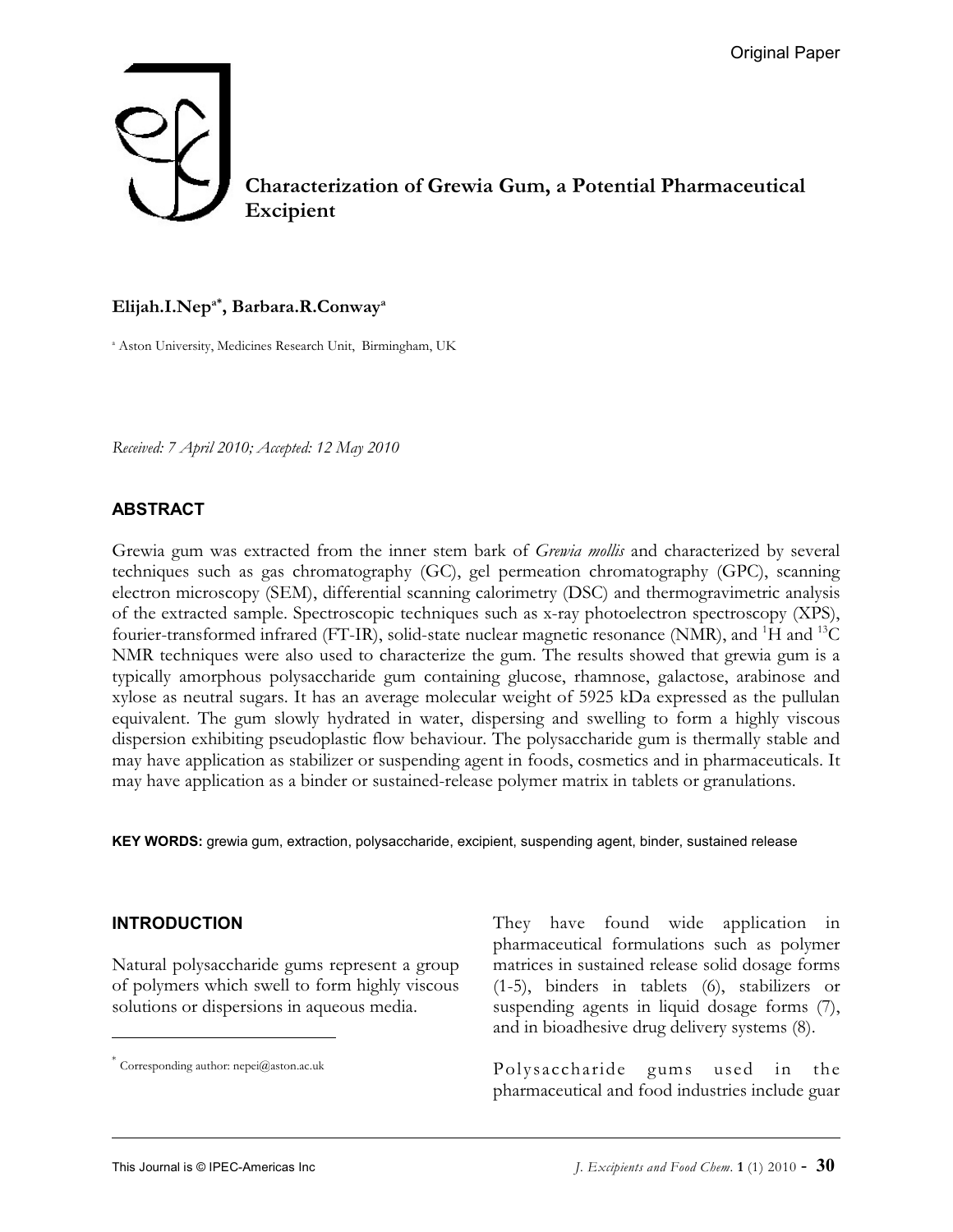Original Paper

# Characterization of Grewia Gum, a Potential Pharmaceutical Excipient

**Elijah.I.Nep[a*], Barbara.R.Conway[a]**

[a] Aston University, Medicines Research Unit, Birmingham, UK

*Received: 7 April 2010; Accepted: 12 May 2010*

## ABSTRACT

Grewia gum was extracted from the inner stem bark of *Grewia mollis* and characterized by several techniques such as gas chromatography (GC), gel permeation chromatography (GPC), scanning electron microscopy (SEM), differential scanning calorimetry (DSC) and thermogravimetric analysis of the extracted sample. Spectroscopic techniques such as x-ray photoelectron spectroscopy (XPS), fourier-transformed infrared (FT-IR), solid-state nuclear magnetic resonance (NMR), and $^{1}H$ and $^{13}C$ NMR techniques were also used to characterize the gum. The results showed that grewia gum is a typically amorphous polysaccharide gum containing glucose, rhamnose, galactose, arabinose and xylose as neutral sugars. It has an average molecular weight of 5925 kDa expressed as the pullulan equivalent. The gum slowly hydrated in water, dispersing and swelling to form a highly viscous dispersion exhibiting pseudoplastic flow behaviour. The polysaccharide gum is thermally stable and may have application as stabilizer or suspending agent in foods, cosmetics and in pharmaceuticals. It may have application as a binder or sustained-release polymer matrix in tablets or granulations.

**KEY WORDS:** grewia gum, extraction, polysaccharide, excipient, suspending agent, binder, sustained release

## INTRODUCTION

Natural polysaccharide gums represent a group of polymers which swell to form highly viscous solutions or dispersions in aqueous media. They have found wide application in pharmaceutical formulations such as polymer matrices in sustained release solid dosage forms (1-5), binders in tablets (6), stabilizers or suspending agents in liquid dosage forms (7), and in bioadhesive drug delivery systems (8).

Polysaccharide gums used in the pharmaceutical and food industries include guar

[*] Corresponding author: nepei@aston.ac.uk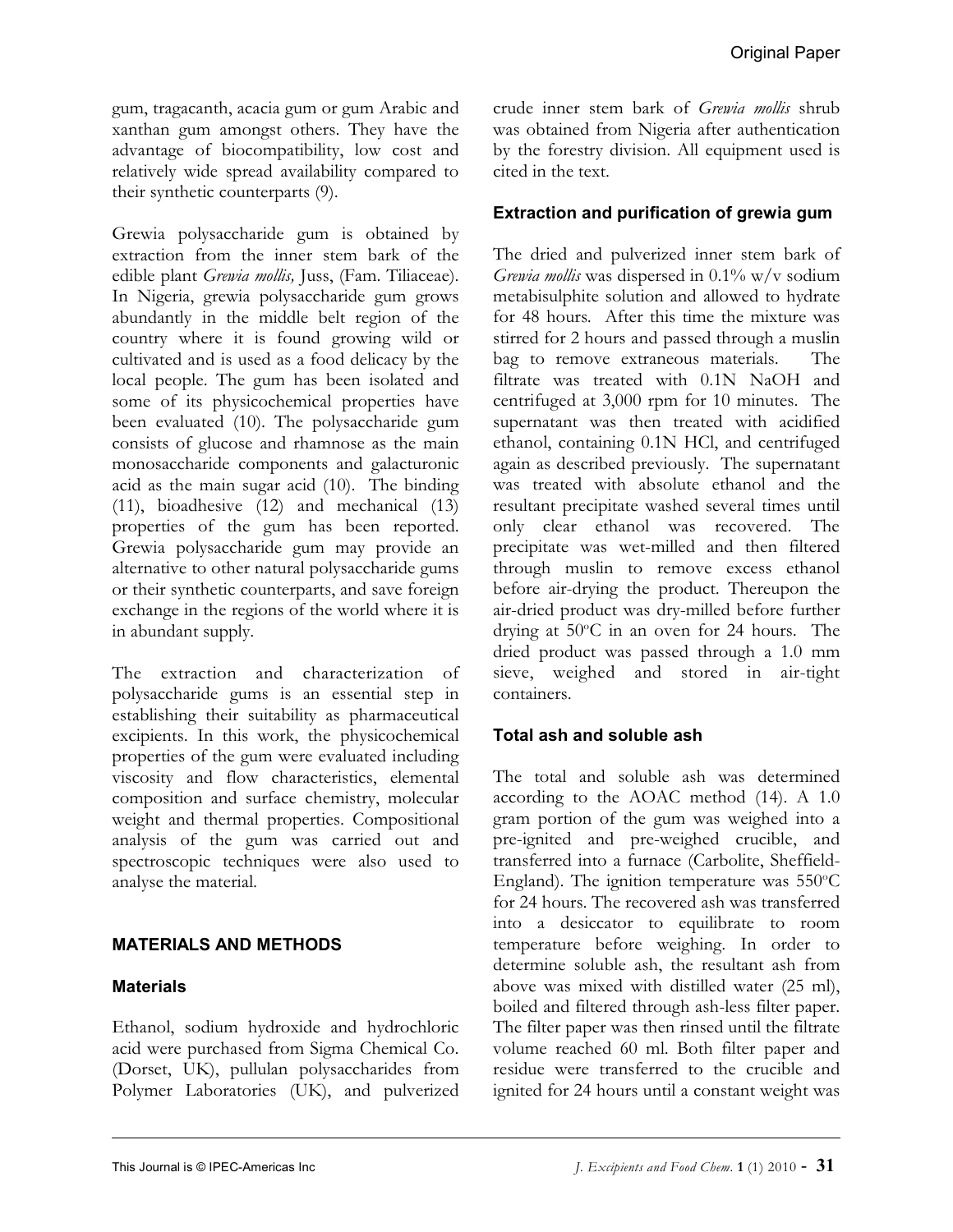gum, tragacanth, acacia gum or gum Arabic and xanthan gum amongst others. They have the advantage of biocompatibility, low cost and relatively wide spread availability compared to their synthetic counterparts (9).

Grewia polysaccharide gum is obtained by extraction from the inner stem bark of the edible plant *Grewia mollis,* Juss, (Fam. Tiliaceae). In Nigeria, grewia polysaccharide gum grows abundantly in the middle belt region of the country where it is found growing wild or cultivated and is used as a food delicacy by the local people. The gum has been isolated and some of its physicochemical properties have been evaluated (10). The polysaccharide gum consists of glucose and rhamnose as the main monosaccharide components and galacturonic acid as the main sugar acid (10). The binding (11), bioadhesive (12) and mechanical (13) properties of the gum has been reported. Grewia polysaccharide gum may provide an alternative to other natural polysaccharide gums or their synthetic counterparts, and save foreign exchange in the regions of the world where it is in abundant supply.

The extraction and characterization of polysaccharide gums is an essential step in establishing their suitability as pharmaceutical excipients. In this work, the physicochemical properties of the gum were evaluated including viscosity and flow characteristics, elemental composition and surface chemistry, molecular weight and thermal properties. Compositional analysis of the gum was carried out and spectroscopic techniques were also used to analyse the material.

## MATERIALS AND METHODS

### Materials

Ethanol, sodium hydroxide and hydrochloric acid were purchased from Sigma Chemical Co. (Dorset, UK), pullulan polysaccharides from Polymer Laboratories (UK), and pulverized crude inner stem bark of *Grewia mollis* shrub was obtained from Nigeria after authentication by the forestry division. All equipment used is cited in the text.

### Extraction and purification of grewia gum

The dried and pulverized inner stem bark of *Grewia mollis* was dispersed in 0.1% w/v sodium metabisulphite solution and allowed to hydrate for 48 hours. After this time the mixture was stirred for 2 hours and passed through a muslin bag to remove extraneous materials. The filtrate was treated with 0.1N NaOH and centrifuged at 3,000 rpm for 10 minutes. The supernatant was then treated with acidified ethanol, containing 0.1N HCl, and centrifuged again as described previously. The supernatant was treated with absolute ethanol and the resultant precipitate washed several times until only clear ethanol was recovered. The precipitate was wet-milled and then filtered through muslin to remove excess ethanol before air-drying the product. Thereupon the air-dried product was dry-milled before further drying at 50$^{o}$C in an oven for 24 hours. The dried product was passed through a 1.0 mm sieve, weighed and stored in air-tight containers.

### Total ash and soluble ash

The total and soluble ash was determined according to the AOAC method (14). A 1.0 gram portion of the gum was weighed into a pre-ignited and pre-weighed crucible, and transferred into a furnace (Carbolite, Sheffield-England). The ignition temperature was 550$^{o}$C for 24 hours. The recovered ash was transferred into a desiccator to equilibrate to room temperature before weighing. In order to determine soluble ash, the resultant ash from above was mixed with distilled water (25 ml), boiled and filtered through ash-less filter paper. The filter paper was then rinsed until the filtrate volume reached 60 ml. Both filter paper and residue were transferred to the crucible and ignited for 24 hours until a constant weight was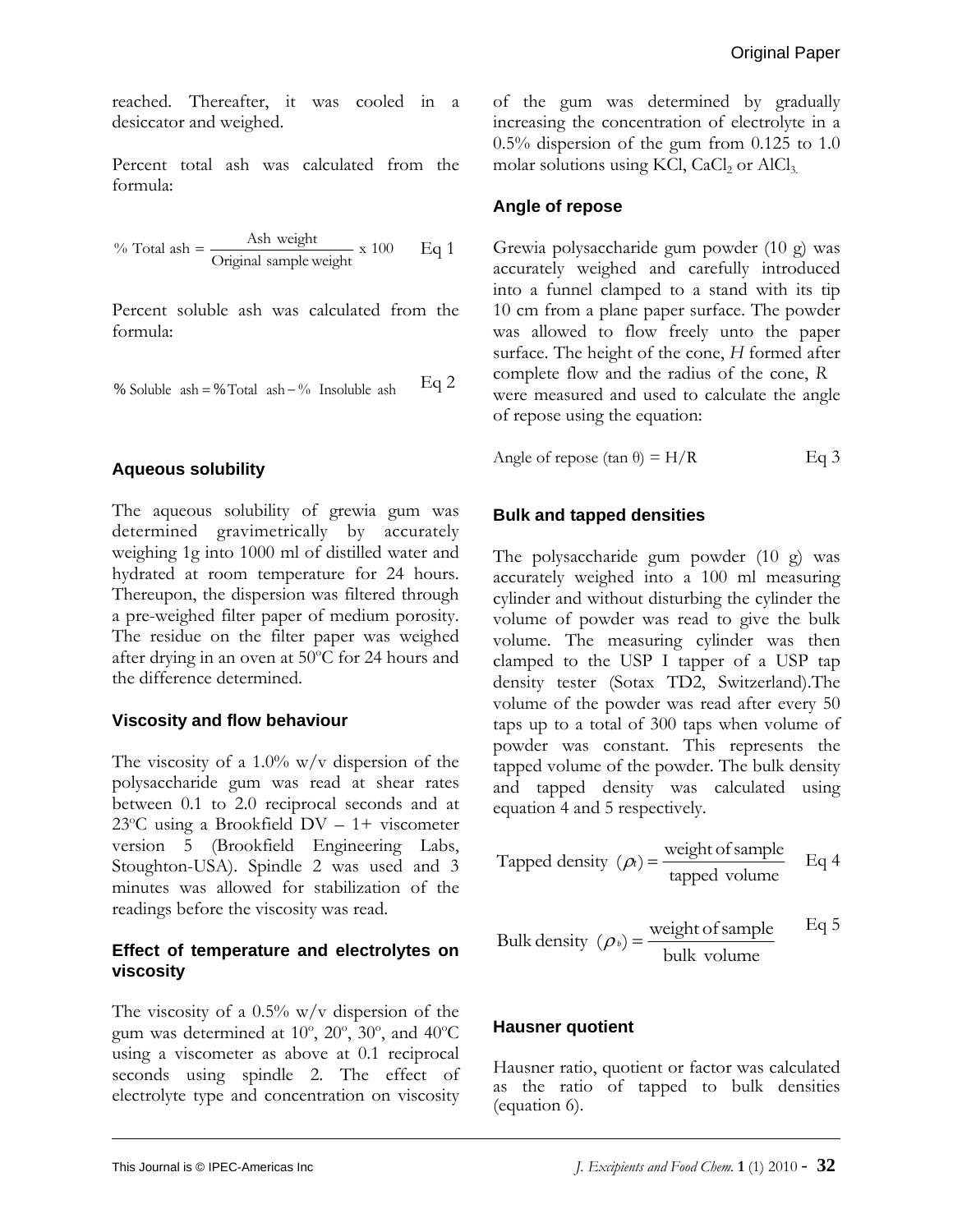reached. Thereafter, it was cooled in a desiccator and weighed.

Percent total ash was calculated from the formula:

$$\% \text{ Total ash} = \frac{\text{Ash weight}}{\text{Original sample weight}} \times 100 \quad \text{Eq 1}$$

Percent soluble ash was calculated from the formula:

$$\% \text{ Soluble ash} = \% \text{Total ash} - \% \text{ Insoluble ash} \quad \text{Eq 2}$$

### Aqueous solubility

The aqueous solubility of grewia gum was determined gravimetrically by accurately weighing 1g into 1000 ml of distilled water and hydrated at room temperature for 24 hours. Thereupon, the dispersion was filtered through a pre-weighed filter paper of medium porosity. The residue on the filter paper was weighed after drying in an oven at 50°C for 24 hours and the difference determined.

### Viscosity and flow behaviour

The viscosity of a 1.0% w/v dispersion of the polysaccharide gum was read at shear rates between 0.1 to 2.0 reciprocal seconds and at 23°C using a Brookfield DV – 1+ viscometer version 5 (Brookfield Engineering Labs, Stoughton-USA). Spindle 2 was used and 3 minutes was allowed for stabilization of the readings before the viscosity was read.

### Effect of temperature and electrolytes on viscosity

The viscosity of a 0.5% w/v dispersion of the gum was determined at 10°, 20°, 30°, and 40°C using a viscometer as above at 0.1 reciprocal seconds using spindle 2. The effect of electrolyte type and concentration on viscosity of the gum was determined by gradually increasing the concentration of electrolyte in a 0.5% dispersion of the gum from 0.125 to 1.0 molar solutions using KCl, $CaCl_2$ or $AlCl_3$.

### Angle of repose

Grewia polysaccharide gum powder (10 g) was accurately weighed and carefully introduced into a funnel clamped to a stand with its tip 10 cm from a plane paper surface. The powder was allowed to flow freely unto the paper surface. The height of the cone, $H$ formed after complete flow and the radius of the cone, $R$ were measured and used to calculate the angle of repose using the equation:

$$\text{Angle of repose } (\tan\theta) = H/R \quad \text{Eq 3}$$

### Bulk and tapped densities

The polysaccharide gum powder (10 g) was accurately weighed into a 100 ml measuring cylinder and without disturbing the cylinder the volume of powder was read to give the bulk volume. The measuring cylinder was then clamped to the USP I tapper of a USP tap density tester (Sotax TD2, Switzerland).The volume of the powder was read after every 50 taps up to a total of 300 taps when volume of powder was constant. This represents the tapped volume of the powder. The bulk density and tapped density was calculated using equation 4 and 5 respectively.

$$\text{Tapped density } (\rho_t) = \frac{\text{weight of sample}}{\text{tapped volume}} \quad \text{Eq 4}$$

$$\text{Bulk density } (\rho_b) = \frac{\text{weight of sample}}{\text{bulk volume}} \quad \text{Eq 5}$$

### Hausner quotient

Hausner ratio, quotient or factor was calculated as the ratio of tapped to bulk densities (equation 6).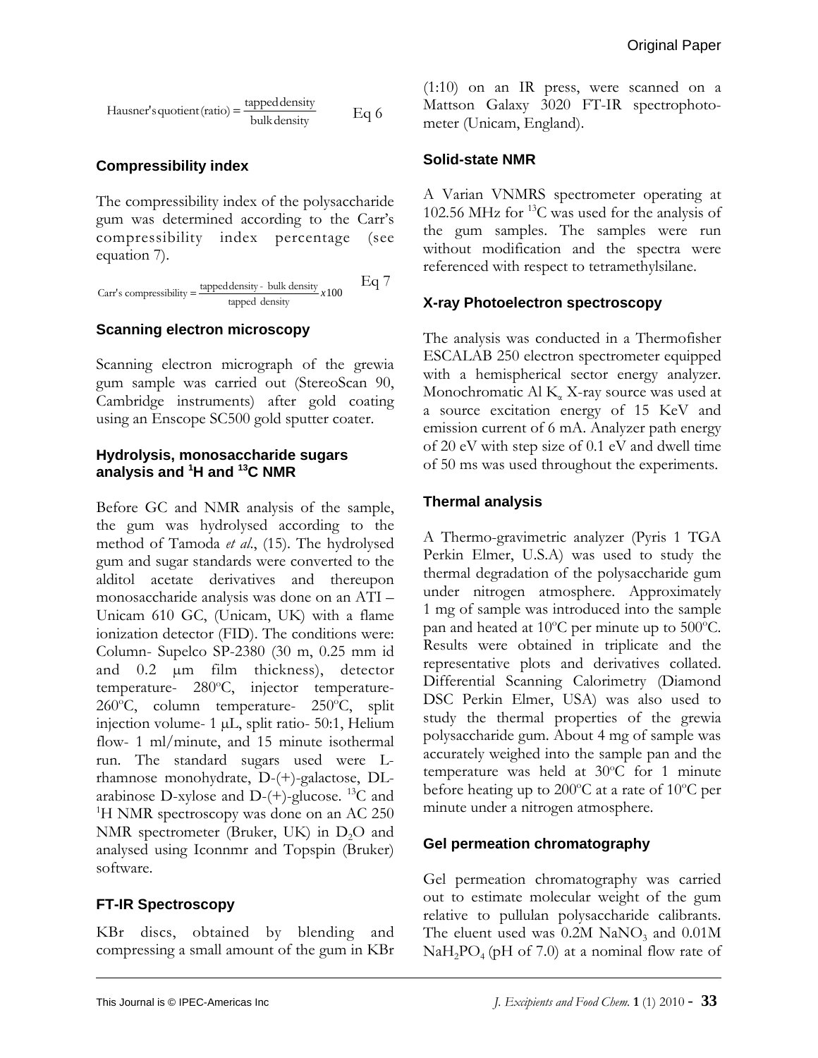$$\text{Hausner's quotient (ratio)} = \frac{\text{tapped density}}{\text{bulk density}} \qquad \text{Eq 6}$$

### Compressibility index

The compressibility index of the polysaccharide gum was determined according to the Carr's compressibility index percentage (see equation 7).

$$\text{Carr's compressibility} = \frac{\text{tapped density - bulk density}}{\text{tapped density}} x100 \qquad \text{Eq 7}$$

### Scanning electron microscopy

Scanning electron micrograph of the grewia gum sample was carried out (StereoScan 90, Cambridge instruments) after gold coating using an Enscope SC500 gold sputter coater.

### Hydrolysis, monosaccharide sugars analysis and $^{1}$H and $^{13}$C NMR

Before GC and NMR analysis of the sample, the gum was hydrolysed according to the method of Tamoda *et al*., (15). The hydrolysed gum and sugar standards were converted to the alditol acetate derivatives and thereupon monosaccharide analysis was done on an ATI – Unicam 610 GC, (Unicam, UK) with a flame ionization detector (FID). The conditions were: Column- Supelco SP-2380 (30 m, 0.25 mm id and 0.2 μm film thickness), detector temperature- 280°C, injector temperature- 260°C, column temperature- 250°C, split injection volume- 1 μL, split ratio- 50:1, Helium flow- 1 ml/minute, and 15 minute isothermal run. The standard sugars used were L-rhamnose monohydrate, D-(+)-galactose, DL-arabinose D-xylose and D-(+)-glucose. $^{13}$C and $^{1}$H NMR spectroscopy was done on an AC 250 NMR spectrometer (Bruker, UK) in $D_2O$ and analysed using Iconnmr and Topspin (Bruker) software.

### FT-IR Spectroscopy

KBr discs, obtained by blending and compressing a small amount of the gum in KBr (1:10) on an IR press, were scanned on a Mattson Galaxy 3020 FT-IR spectrophotometer (Unicam, England).

### Solid-state NMR

A Varian VNMRS spectrometer operating at 102.56 MHz for $^{13}$C was used for the analysis of the gum samples. The samples were run without modification and the spectra were referenced with respect to tetramethylsilane.

### X-ray Photoelectron spectroscopy

The analysis was conducted in a Thermofisher ESCALAB 250 electron spectrometer equipped with a hemispherical sector energy analyzer. Monochromatic Al $K_{\alpha}$ X-ray source was used at a source excitation energy of 15 KeV and emission current of 6 mA. Analyzer path energy of 20 eV with step size of 0.1 eV and dwell time of 50 ms was used throughout the experiments.

### Thermal analysis

A Thermo-gravimetric analyzer (Pyris 1 TGA Perkin Elmer, U.S.A) was used to study the thermal degradation of the polysaccharide gum under nitrogen atmosphere. Approximately 1 mg of sample was introduced into the sample pan and heated at 10°C per minute up to 500°C. Results were obtained in triplicate and the representative plots and derivatives collated. Differential Scanning Calorimetry (Diamond DSC Perkin Elmer, USA) was also used to study the thermal properties of the grewia polysaccharide gum. About 4 mg of sample was accurately weighed into the sample pan and the temperature was held at 30°C for 1 minute before heating up to 200°C at a rate of 10°C per minute under a nitrogen atmosphere.

### Gel permeation chromatography

Gel permeation chromatography was carried out to estimate molecular weight of the gum relative to pullulan polysaccharide calibrants. The eluent used was 0.2M $NaNO_3$ and 0.01M $NaH_2PO_4$ (pH of 7.0) at a nominal flow rate of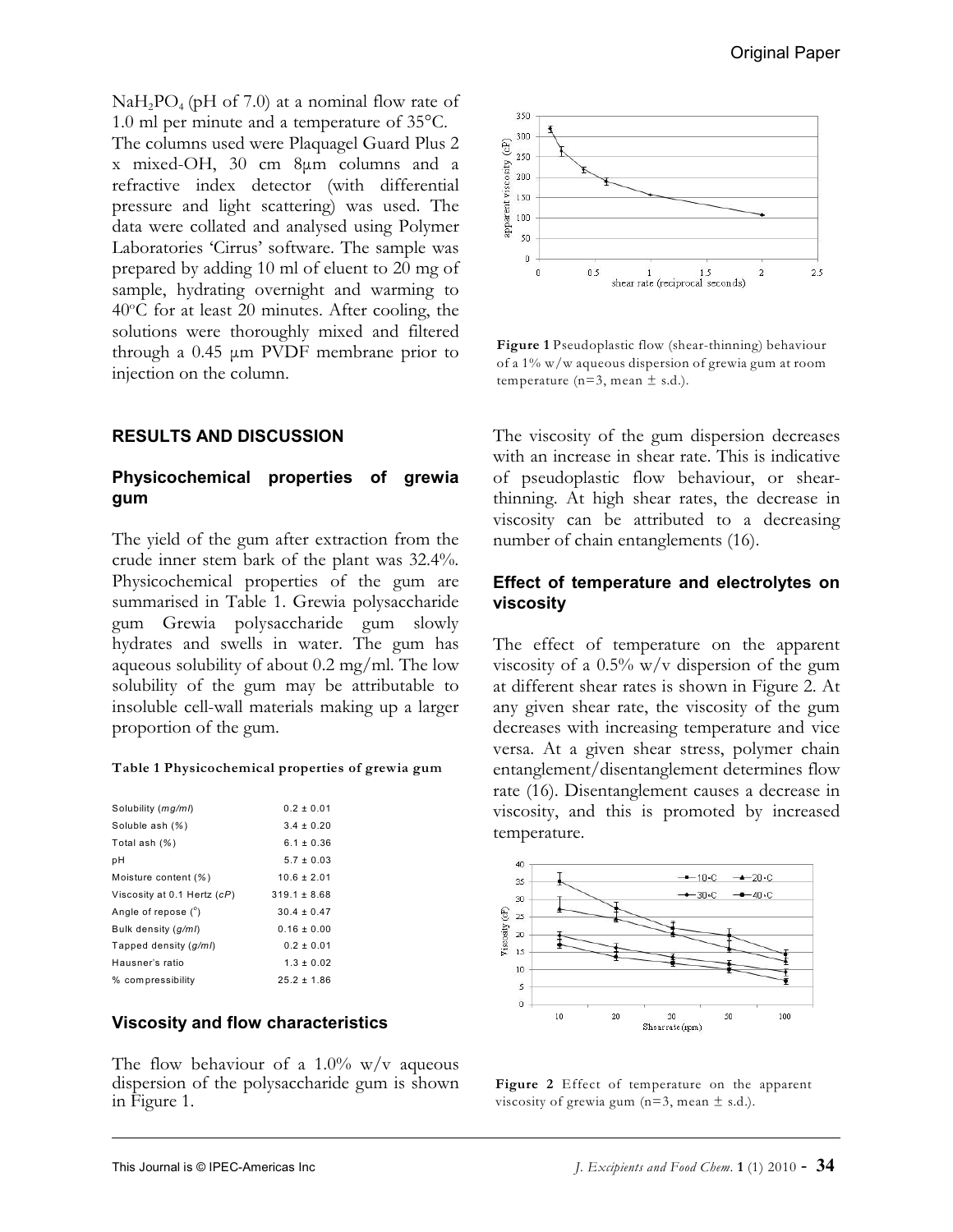$NaH_2PO_4$ (pH of 7.0) at a nominal flow rate of 1.0 ml per minute and a temperature of 35°C. The columns used were Plaquagel Guard Plus 2 x mixed-OH, 30 cm 8μm columns and a refractive index detector (with differential pressure and light scattering) was used. The data were collated and analysed using Polymer Laboratories 'Cirrus' software. The sample was prepared by adding 10 ml of eluent to 20 mg of sample, hydrating overnight and warming to 40°C for at least 20 minutes. After cooling, the solutions were thoroughly mixed and filtered through a 0.45 μm PVDF membrane prior to injection on the column.

## RESULTS AND DISCUSSION

### Physicochemical properties of grewia gum

The yield of the gum after extraction from the crude inner stem bark of the plant was 32.4%. Physicochemical properties of the gum are summarised in Table 1. Grewia polysaccharide gum Grewia polysaccharide gum slowly hydrates and swells in water. The gum has aqueous solubility of about 0.2 mg/ml. The low solubility of the gum may be attributable to insoluble cell-wall materials making up a larger proportion of the gum.

**Table 1 Physicochemical properties of grewia gum**

| Property | Value |
|---|---|
| Solubility (*mg/ml*) | 0.2 ± 0.01 |
| Soluble ash (%) | 3.4 ± 0.20 |
| Total ash (%) | 6.1 ± 0.36 |
| pH | 5.7 ± 0.03 |
| Moisture content (%) | 10.6 ± 2.01 |
| Viscosity at 0.1 Hertz (*cP*) | 319.1 ± 8.68 |
| Angle of repose (°) | 30.4 ± 0.47 |
| Bulk density (*g/ml*) | 0.16 ± 0.00 |
| Tapped density (*g/ml*) | 0.2 ± 0.01 |
| Hausner's ratio | 1.3 ± 0.02 |
| % compressibility | 25.2 ± 1.86 |

### Viscosity and flow characteristics

The flow behaviour of a 1.0% w/v aqueous dispersion of the polysaccharide gum is shown in Figure 1.

**Figure 1** Pseudoplastic flow (shear-thinning) behaviour of a 1% w/w aqueous dispersion of grewia gum at room temperature (n=3, mean ± s.d.).

The viscosity of the gum dispersion decreases with an increase in shear rate. This is indicative of pseudoplastic flow behaviour, or shear-thinning. At high shear rates, the decrease in viscosity can be attributed to a decreasing number of chain entanglements (16).

### Effect of temperature and electrolytes on viscosity

The effect of temperature on the apparent viscosity of a 0.5% w/v dispersion of the gum at different shear rates is shown in Figure 2. At any given shear rate, the viscosity of the gum decreases with increasing temperature and vice versa. At a given shear stress, polymer chain entanglement/disentanglement determines flow rate (16). Disentanglement causes a decrease in viscosity, and this is promoted by increased temperature.

**Figure 2** Effect of temperature on the apparent viscosity of grewia gum (n=3, mean ± s.d.).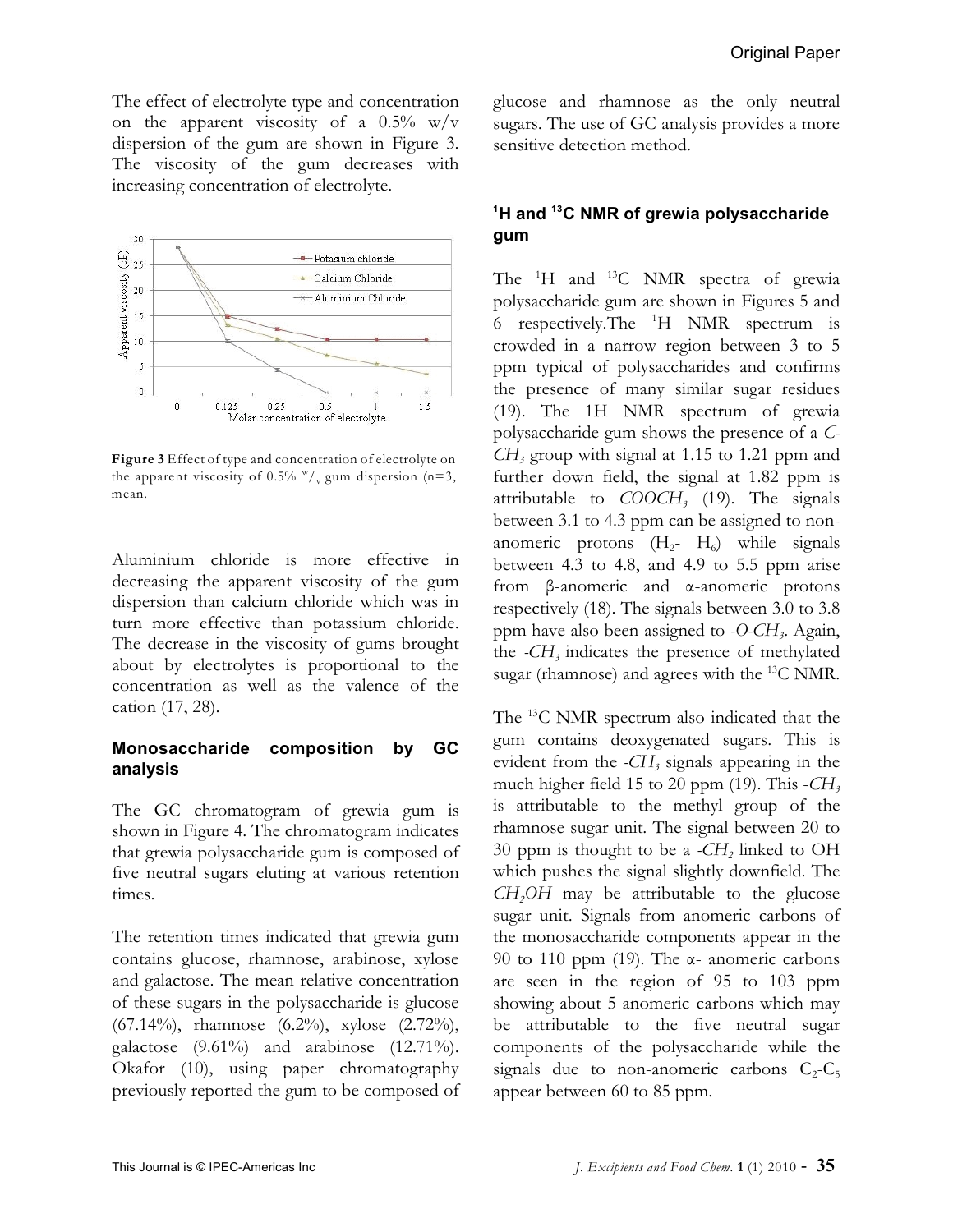The effect of electrolyte type and concentration on the apparent viscosity of a 0.5% w/v dispersion of the gum are shown in Figure 3. The viscosity of the gum decreases with increasing concentration of electrolyte.

**Figure 3** Effect of type and concentration of electrolyte on the apparent viscosity of 0.5% $^{w}/_{v}$ gum dispersion (n=3, mean.

Aluminium chloride is more effective in decreasing the apparent viscosity of the gum dispersion than calcium chloride which was in turn more effective than potassium chloride. The decrease in the viscosity of gums brought about by electrolytes is proportional to the concentration as well as the valence of the cation (17, 28).

### Monosaccharide composition by GC analysis

The GC chromatogram of grewia gum is shown in Figure 4. The chromatogram indicates that grewia polysaccharide gum is composed of five neutral sugars eluting at various retention times.

The retention times indicated that grewia gum contains glucose, rhamnose, arabinose, xylose and galactose. The mean relative concentration of these sugars in the polysaccharide is glucose (67.14%), rhamnose (6.2%), xylose (2.72%), galactose (9.61%) and arabinose (12.71%). Okafor (10), using paper chromatography previously reported the gum to be composed of glucose and rhamnose as the only neutral sugars. The use of GC analysis provides a more sensitive detection method.

### $^{1}H$ and $^{13}C$ NMR of grewia polysaccharide gum

The $^{1}H$ and $^{13}C$ NMR spectra of grewia polysaccharide gum are shown in Figures 5 and 6 respectively.The $^{1}H$ NMR spectrum is crowded in a narrow region between 3 to 5 ppm typical of polysaccharides and confirms the presence of many similar sugar residues (19). The 1H NMR spectrum of grewia polysaccharide gum shows the presence of a *C-$CH_3$* group with signal at 1.15 to 1.21 ppm and further down field, the signal at 1.82 ppm is attributable to *$COOCH_3$* (19). The signals between 3.1 to 4.3 ppm can be assigned to non-anomeric protons ($H_2$- $H_6$) while signals between 4.3 to 4.8, and 4.9 to 5.5 ppm arise from β-anomeric and α-anomeric protons respectively (18). The signals between 3.0 to 3.8 ppm have also been assigned to *-O-$CH_3$*. Again, the *-$CH_3$* indicates the presence of methylated sugar (rhamnose) and agrees with the $^{13}C$ NMR.

The $^{13}C$ NMR spectrum also indicated that the gum contains deoxygenated sugars. This is evident from the *-$CH_3$* signals appearing in the much higher field 15 to 20 ppm (19). This *-$CH_3$* is attributable to the methyl group of the rhamnose sugar unit. The signal between 20 to 30 ppm is thought to be a *-$CH_2$* linked to OH which pushes the signal slightly downfield. The *$CH_2OH$* may be attributable to the glucose sugar unit. Signals from anomeric carbons of the monosaccharide components appear in the 90 to 110 ppm (19). The α- anomeric carbons are seen in the region of 95 to 103 ppm showing about 5 anomeric carbons which may be attributable to the five neutral sugar components of the polysaccharide while the signals due to non-anomeric carbons $C_2$-$C_5$ appear between 60 to 85 ppm.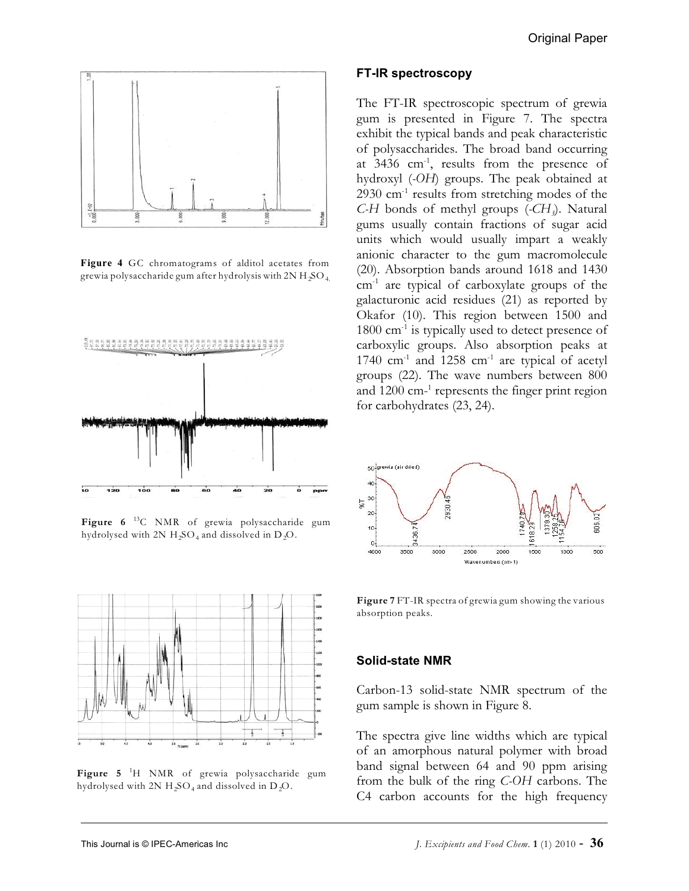**Figure 4** GC chromatograms of alditol acetates from grewia polysaccharide gum after hydrolysis with 2N $H_2SO_4$.

**Figure 6** $^{13}C$ NMR of grewia polysaccharide gum hydrolysed with 2N $H_2SO_4$ and dissolved in $D_2O$.

**Figure 5** $^{1}H$ NMR of grewia polysaccharide gum hydrolysed with 2N $H_2SO_4$ and dissolved in $D_2O$.

## FT-IR spectroscopy

The FT-IR spectroscopic spectrum of grewia gum is presented in Figure 7. The spectra exhibit the typical bands and peak characteristic of polysaccharides. The broad band occurring at 3436 $cm^{-1}$, results from the presence of hydroxyl (*-OH*) groups. The peak obtained at 2930 $cm^{-1}$ results from stretching modes of the *C-H* bonds of methyl groups (*-$CH_3$*). Natural gums usually contain fractions of sugar acid units which would usually impart a weakly anionic character to the gum macromolecule (20). Absorption bands around 1618 and 1430 $cm^{-1}$ are typical of carboxylate groups of the galacturonic acid residues (21) as reported by Okafor (10). This region between 1500 and 1800 $cm^{-1}$ is typically used to detect presence of carboxylic groups. Also absorption peaks at 1740 $cm^{-1}$ and 1258 $cm^{-1}$ are typical of acetyl groups (22). The wave numbers between 800 and 1200 cm-[1] represents the finger print region for carbohydrates (23, 24).

**Figure 7** FT-IR spectra of grewia gum showing the various absorption peaks.

## Solid-state NMR

Carbon-13 solid-state NMR spectrum of the gum sample is shown in Figure 8.

The spectra give line widths which are typical of an amorphous natural polymer with broad band signal between 64 and 90 ppm arising from the bulk of the ring *C-OH* carbons. The C4 carbon accounts for the high frequency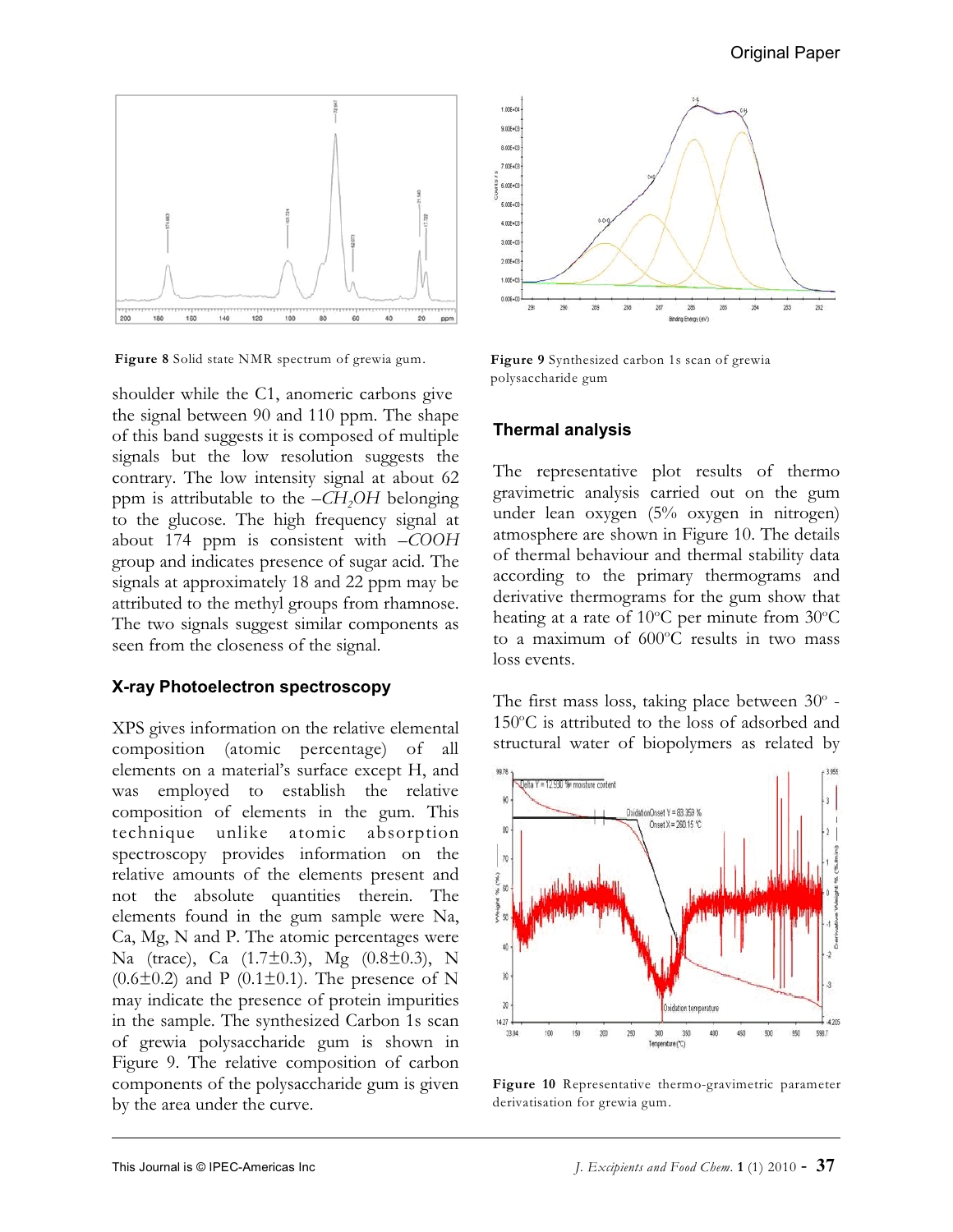Figure 8 Solid state NMR spectrum of grewia gum.

shoulder while the C1, anomeric carbons give the signal between 90 and 110 ppm. The shape of this band suggests it is composed of multiple signals but the low resolution suggests the contrary. The low intensity signal at about 62 ppm is attributable to the $-CH_2OH$ belonging to the glucose. The high frequency signal at about 174 ppm is consistent with *–COOH* group and indicates presence of sugar acid. The signals at approximately 18 and 22 ppm may be attributed to the methyl groups from rhamnose. The two signals suggest similar components as seen from the closeness of the signal.

### X-ray Photoelectron spectroscopy

XPS gives information on the relative elemental composition (atomic percentage) of all elements on a material's surface except H, and was employed to establish the relative composition of elements in the gum. This technique unlike atomic absorption spectroscopy provides information on the relative amounts of the elements present and not the absolute quantities therein. The elements found in the gum sample were Na, Ca, Mg, N and P. The atomic percentages were Na (trace), Ca (1.7±0.3), Mg (0.8±0.3), N (0.6±0.2) and P (0.1±0.1). The presence of N may indicate the presence of protein impurities in the sample. The synthesized Carbon 1s scan of grewia polysaccharide gum is shown in Figure 9. The relative composition of carbon components of the polysaccharide gum is given by the area under the curve.

Figure 9 Synthesized carbon 1s scan of grewia polysaccharide gum

### Thermal analysis

The representative plot results of thermo gravimetric analysis carried out on the gum under lean oxygen (5% oxygen in nitrogen) atmosphere are shown in Figure 10. The details of thermal behaviour and thermal stability data according to the primary thermograms and derivative thermograms for the gum show that heating at a rate of 10°C per minute from 30°C to a maximum of 600°C results in two mass loss events.

The first mass loss, taking place between 30° - 150°C is attributed to the loss of adsorbed and structural water of biopolymers as related by

Figure 10 Representative thermo-gravimetric parameter derivatisation for grewia gum.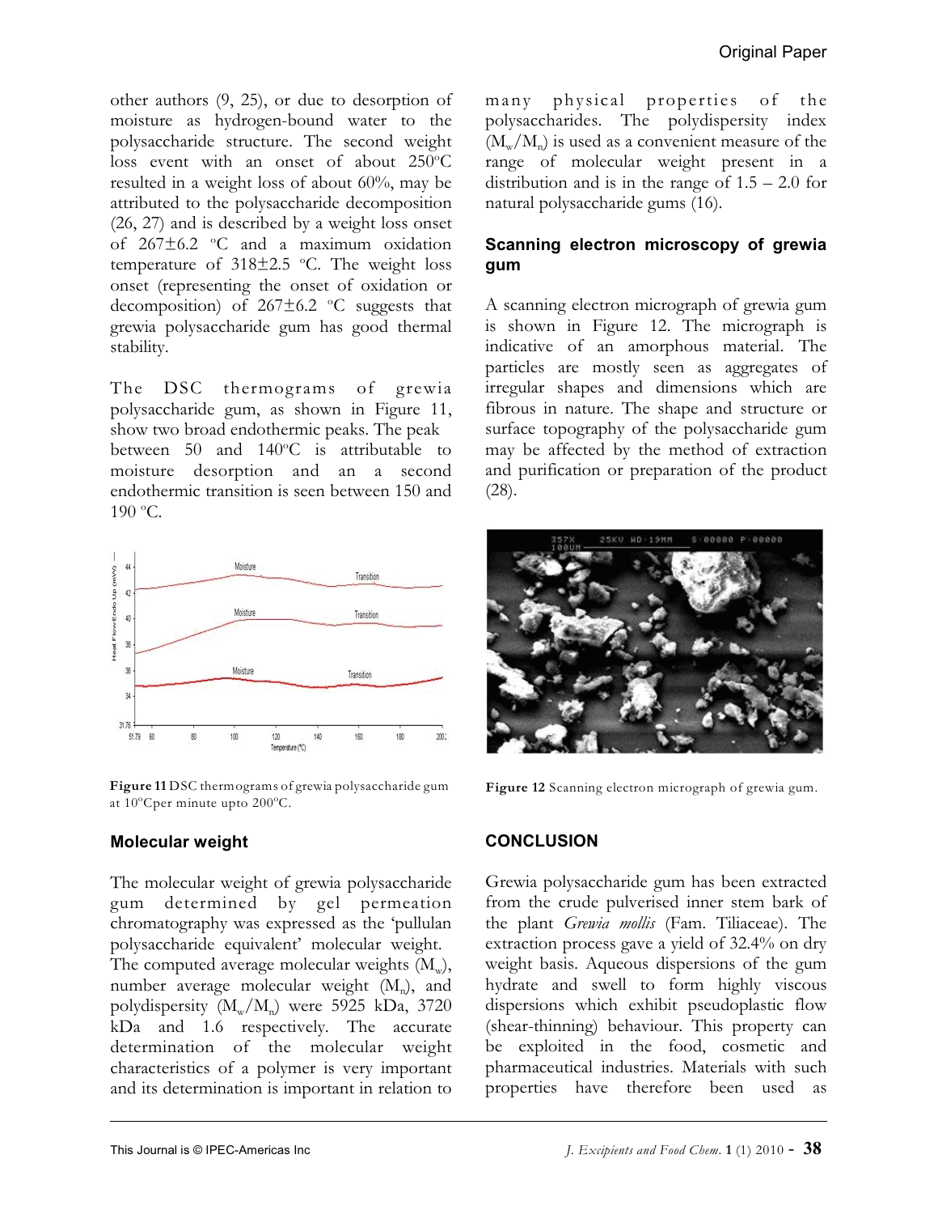other authors (9, 25), or due to desorption of moisture as hydrogen-bound water to the polysaccharide structure. The second weight loss event with an onset of about 250°C resulted in a weight loss of about 60%, may be attributed to the polysaccharide decomposition (26, 27) and is described by a weight loss onset of 267±6.2 °C and a maximum oxidation temperature of 318±2.5 °C. The weight loss onset (representing the onset of oxidation or decomposition) of 267±6.2 °C suggests that grewia polysaccharide gum has good thermal stability.

The DSC thermograms of grewia polysaccharide gum, as shown in Figure 11, show two broad endothermic peaks. The peak between 50 and 140°C is attributable to moisture desorption and an a second endothermic transition is seen between 150 and 190 °C.

**Figure 11** DSC thermograms of grewia polysaccharide gum at 10°Cper minute upto 200°C.

### Molecular weight

The molecular weight of grewia polysaccharide gum determined by gel permeation chromatography was expressed as the 'pullulan polysaccharide equivalent' molecular weight. The computed average molecular weights ($M_w$), number average molecular weight ($M_n$), and polydispersity ($M_w/M_n$) were 5925 kDa, 3720 kDa and 1.6 respectively. The accurate determination of the molecular weight characteristics of a polymer is very important and its determination is important in relation to many physical properties of the polysaccharides. The polydispersity index ($M_w/M_n$) is used as a convenient measure of the range of molecular weight present in a distribution and is in the range of 1.5 – 2.0 for natural polysaccharide gums (16).

### Scanning electron microscopy of grewia gum

A scanning electron micrograph of grewia gum is shown in Figure 12. The micrograph is indicative of an amorphous material. The particles are mostly seen as aggregates of irregular shapes and dimensions which are fibrous in nature. The shape and structure or surface topography of the polysaccharide gum may be affected by the method of extraction and purification or preparation of the product (28).

**Figure 12** Scanning electron micrograph of grewia gum.

## CONCLUSION

Grewia polysaccharide gum has been extracted from the crude pulverised inner stem bark of the plant *Grewia mollis* (Fam. Tiliaceae). The extraction process gave a yield of 32.4% on dry weight basis. Aqueous dispersions of the gum hydrate and swell to form highly viscous dispersions which exhibit pseudoplastic flow (shear-thinning) behaviour. This property can be exploited in the food, cosmetic and pharmaceutical industries. Materials with such properties have therefore been used as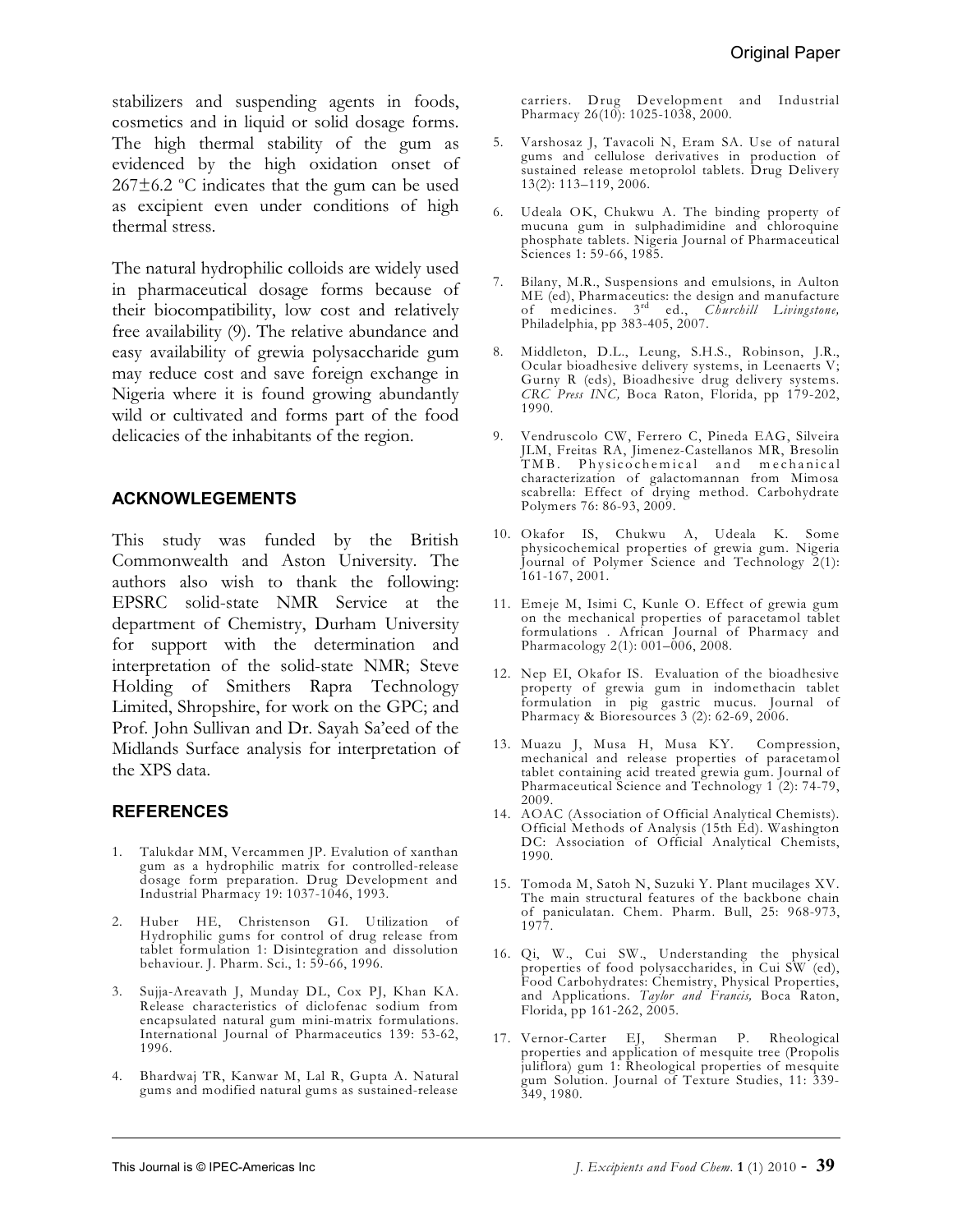stabilizers and suspending agents in foods, cosmetics and in liquid or solid dosage forms. The high thermal stability of the gum as evidenced by the high oxidation onset of $267\pm6.2$ ºC indicates that the gum can be used as excipient even under conditions of high thermal stress.

The natural hydrophilic colloids are widely used in pharmaceutical dosage forms because of their biocompatibility, low cost and relatively free availability (9). The relative abundance and easy availability of grewia polysaccharide gum may reduce cost and save foreign exchange in Nigeria where it is found growing abundantly wild or cultivated and forms part of the food delicacies of the inhabitants of the region.

## ACKNOWLEGEMENTS

This study was funded by the British Commonwealth and Aston University. The authors also wish to thank the following: EPSRC solid-state NMR Service at the department of Chemistry, Durham University for support with the determination and interpretation of the solid-state NMR; Steve Holding of Smithers Rapra Technology Limited, Shropshire, for work on the GPC; and Prof. John Sullivan and Dr. Sayah Sa'eed of the Midlands Surface analysis for interpretation of the XPS data.

## REFERENCES

1. Talukdar MM, Vercammen JP. Evalution of xanthan gum as a hydrophilic matrix for controlled-release dosage form preparation. Drug Development and Industrial Pharmacy 19: 1037-1046, 1993.
2. Huber HE, Christenson GI. Utilization of Hydrophilic gums for control of drug release from tablet formulation 1: Disintegration and dissolution behaviour. J. Pharm. Sci., 1: 59-66, 1996.
3. Sujja-Areavath J, Munday DL, Cox PJ, Khan KA. Release characteristics of diclofenac sodium from encapsulated natural gum mini-matrix formulations. International Journal of Pharmaceutics 139: 53-62, 1996.
4. Bhardwaj TR, Kanwar M, Lal R, Gupta A. Natural gums and modified natural gums as sustained-release carriers. Drug Development and Industrial Pharmacy 26(10): 1025-1038, 2000.
5. Varshosaz J, Tavacoli N, Eram SA. Use of natural gums and cellulose derivatives in production of sustained release metoprolol tablets. Drug Delivery 13(2): 113–119, 2006.
6. Udeala OK, Chukwu A. The binding property of mucuna gum in sulphadimidine and chloroquine phosphate tablets. Nigeria Journal of Pharmaceutical Sciences 1: 59-66, 1985.
7. Bilany, M.R., Suspensions and emulsions, in Aulton ME (ed), Pharmaceutics: the design and manufacture of medicines. 3rd ed., *Churchill Livingstone,* Philadelphia, pp 383-405, 2007.
8. Middleton, D.L., Leung, S.H.S., Robinson, J.R., Ocular bioadhesive delivery systems, in Leenaerts V; Gurny R (eds), Bioadhesive drug delivery systems. *CRC Press INC,* Boca Raton, Florida, pp 179-202, 1990.
9. Vendruscolo CW, Ferrero C, Pineda EAG, Silveira JLM, Freitas RA, Jimenez-Castellanos MR, Bresolin TMB. Physicochemical and mechanical characterization of galactomannan from Mimosa scabrella: Effect of drying method. Carbohydrate Polymers 76: 86-93, 2009.
10. Okafor IS, Chukwu A, Udeala K. Some physicochemical properties of grewia gum. Nigeria Journal of Polymer Science and Technology 2(1): 161-167, 2001.
11. Emeje M, Isimi C, Kunle O. Effect of grewia gum on the mechanical properties of paracetamol tablet formulations . African Journal of Pharmacy and Pharmacology 2(1): 001–006, 2008.
12. Nep EI, Okafor IS. Evaluation of the bioadhesive property of grewia gum in indomethacin tablet formulation in pig gastric mucus. Journal of Pharmacy & Bioresources 3 (2): 62-69, 2006.
13. Muazu J, Musa H, Musa KY. Compression, mechanical and release properties of paracetamol tablet containing acid treated grewia gum. Journal of Pharmaceutical Science and Technology 1 (2): 74-79, 2009.
14. AOAC (Association of Official Analytical Chemists). Official Methods of Analysis (15th Ed). Washington DC: Association of Official Analytical Chemists, 1990.
15. Tomoda M, Satoh N, Suzuki Y. Plant mucilages XV. The main structural features of the backbone chain of paniculatan. Chem. Pharm. Bull, 25: 968-973, 1977.
16. Qi, W., Cui SW., Understanding the physical properties of food polysaccharides, in Cui SW (ed), Food Carbohydrates: Chemistry, Physical Properties, and Applications. *Taylor and Francis,* Boca Raton, Florida, pp 161-262, 2005.
17. Vernor-Carter EJ, Sherman P. Rheological properties and application of mesquite tree (Propolis juliflora) gum 1: Rheological properties of mesquite gum Solution. Journal of Texture Studies, 11: 339-349, 1980.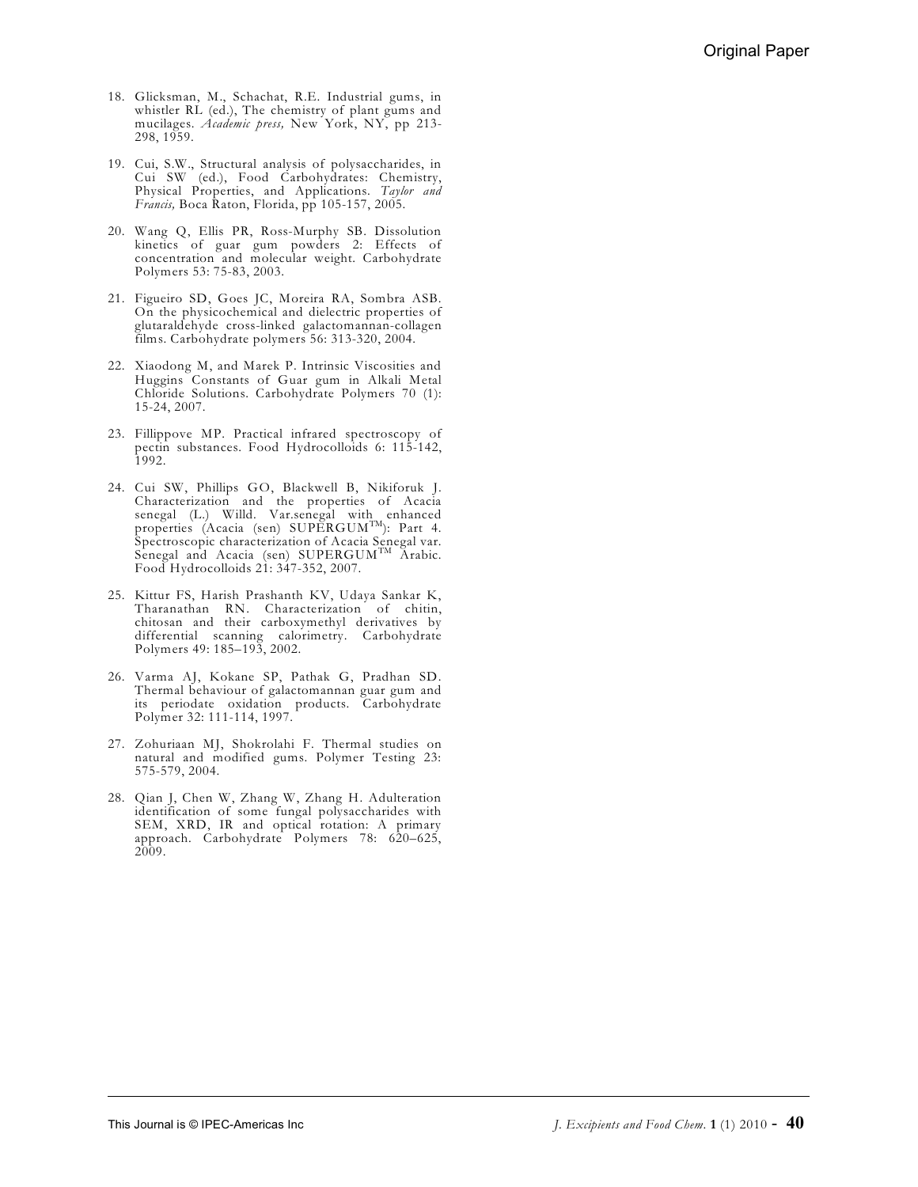18. Glicksman, M., Schachat, R.E. Industrial gums, in whistler RL (ed.), The chemistry of plant gums and mucilages. *Academic press,* New York, NY, pp 213-298, 1959.

19. Cui, S.W., Structural analysis of polysaccharides, in Cui SW (ed.), Food Carbohydrates: Chemistry, Physical Properties, and Applications. *Taylor and Francis,* Boca Raton, Florida, pp 105-157, 2005.

20. Wang Q, Ellis PR, Ross-Murphy SB. Dissolution kinetics of guar gum powders 2: Effects of concentration and molecular weight. Carbohydrate Polymers 53: 75-83, 2003.

21. Figueiro SD, Goes JC, Moreira RA, Sombra ASB. On the physicochemical and dielectric properties of glutaraldehyde cross-linked galactomannan-collagen films. Carbohydrate polymers 56: 313-320, 2004.

22. Xiaodong M, and Marek P. Intrinsic Viscosities and Huggins Constants of Guar gum in Alkali Metal Chloride Solutions. Carbohydrate Polymers 70 (1): 15-24, 2007.

23. Fillippove MP. Practical infrared spectroscopy of pectin substances. Food Hydrocolloids 6: 115-142, 1992.

24. Cui SW, Phillips GO, Blackwell B, Nikiforuk J. Characterization and the properties of Acacia senegal (L.) Willd. Var.senegal with enhanced properties (Acacia (sen) SUPERGUM™): Part 4. Spectroscopic characterization of Acacia Senegal var. Senegal and Acacia (sen) SUPERGUM™ Arabic. Food Hydrocolloids 21: 347-352, 2007.

25. Kittur FS, Harish Prashanth KV, Udaya Sankar K, Tharanathan RN. Characterization of chitin, chitosan and their carboxymethyl derivatives by differential scanning calorimetry. Carbohydrate Polymers 49: 185–193, 2002.

26. Varma AJ, Kokane SP, Pathak G, Pradhan SD. Thermal behaviour of galactomannan guar gum and its periodate oxidation products. Carbohydrate Polymer 32: 111-114, 1997.

27. Zohuriaan MJ, Shokrolahi F. Thermal studies on natural and modified gums. Polymer Testing 23: 575-579, 2004.

28. Qian J, Chen W, Zhang W, Zhang H. Adulteration identification of some fungal polysaccharides with SEM, XRD, IR and optical rotation: A primary approach. Carbohydrate Polymers 78: 620–625, 2009.